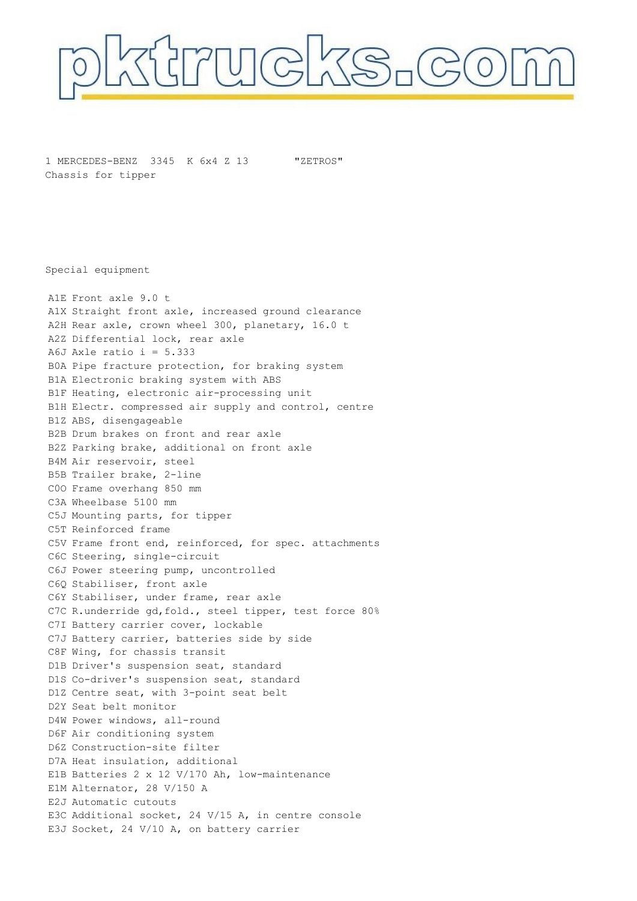pktrucks.com

1 MERCEDES-BENZ 3345 K 6x4 Z 13 "ZETROS"
Chassis for tipper

Special equipment

A1E Front axle 9.0 t
A1X Straight front axle, increased ground clearance
A2H Rear axle, crown wheel 300, planetary, 16.0 t
A2Z Differential lock, rear axle
A6J Axle ratio i = 5.333
B0A Pipe fracture protection, for braking system
B1A Electronic braking system with ABS
B1F Heating, electronic air-processing unit
B1H Electr. compressed air supply and control, centre
B1Z ABS, disengageable
B2B Drum brakes on front and rear axle
B2Z Parking brake, additional on front axle
B4M Air reservoir, steel
B5B Trailer brake, 2-line
C0O Frame overhang 850 mm
C3A Wheelbase 5100 mm
C5J Mounting parts, for tipper
C5T Reinforced frame
C5V Frame front end, reinforced, for spec. attachments
C6C Steering, single-circuit
C6J Power steering pump, uncontrolled
C6Q Stabiliser, front axle
C6Y Stabiliser, under frame, rear axle
C7C R.underride gd,fold., steel tipper, test force 80%
C7I Battery carrier cover, lockable
C7J Battery carrier, batteries side by side
C8F Wing, for chassis transit
D1B Driver's suspension seat, standard
D1S Co-driver's suspension seat, standard
D1Z Centre seat, with 3-point seat belt
D2Y Seat belt monitor
D4W Power windows, all-round
D6F Air conditioning system
D6Z Construction-site filter
D7A Heat insulation, additional
E1B Batteries 2 x 12 V/170 Ah, low-maintenance
E1M Alternator, 28 V/150 A
E2J Automatic cutouts
E3C Additional socket, 24 V/15 A, in centre console
E3J Socket, 24 V/10 A, on battery carrier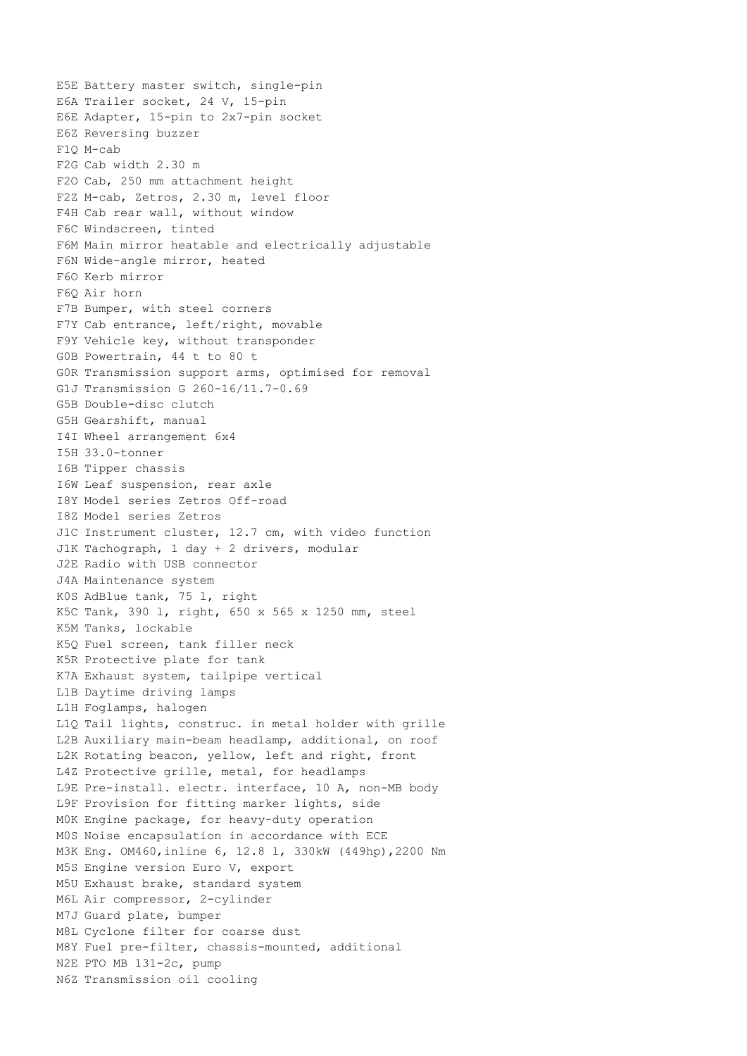E5E Battery master switch, single-pin
E6A Trailer socket, 24 V, 15-pin
E6E Adapter, 15-pin to 2x7-pin socket
E6Z Reversing buzzer
F1Q M-cab
F2G Cab width 2.30 m
F2O Cab, 250 mm attachment height
F2Z M-cab, Zetros, 2.30 m, level floor
F4H Cab rear wall, without window
F6C Windscreen, tinted
F6M Main mirror heatable and electrically adjustable
F6N Wide-angle mirror, heated
F6O Kerb mirror
F6Q Air horn
F7B Bumper, with steel corners
F7Y Cab entrance, left/right, movable
F9Y Vehicle key, without transponder
G0B Powertrain, 44 t to 80 t
G0R Transmission support arms, optimised for removal
G1J Transmission G 260-16/11.7-0.69
G5B Double-disc clutch
G5H Gearshift, manual
I4I Wheel arrangement 6x4
I5H 33.0-tonner
I6B Tipper chassis
I6W Leaf suspension, rear axle
I8Y Model series Zetros Off-road
I8Z Model series Zetros
J1C Instrument cluster, 12.7 cm, with video function
J1K Tachograph, 1 day + 2 drivers, modular
J2E Radio with USB connector
J4A Maintenance system
K0S AdBlue tank, 75 l, right
K5C Tank, 390 l, right, 650 x 565 x 1250 mm, steel
K5M Tanks, lockable
K5Q Fuel screen, tank filler neck
K5R Protective plate for tank
K7A Exhaust system, tailpipe vertical
L1B Daytime driving lamps
L1H Foglamps, halogen
L1Q Tail lights, construc. in metal holder with grille
L2B Auxiliary main-beam headlamp, additional, on roof
L2K Rotating beacon, yellow, left and right, front
L4Z Protective grille, metal, for headlamps
L9E Pre-install. electr. interface, 10 A, non-MB body
L9F Provision for fitting marker lights, side
M0K Engine package, for heavy-duty operation
M0S Noise encapsulation in accordance with ECE
M3K Eng. OM460,inline 6, 12.8 l, 330kW (449hp),2200 Nm
M5S Engine version Euro V, export
M5U Exhaust brake, standard system
M6L Air compressor, 2-cylinder
M7J Guard plate, bumper
M8L Cyclone filter for coarse dust
M8Y Fuel pre-filter, chassis-mounted, additional
N2E PTO MB 131-2c, pump
N6Z Transmission oil cooling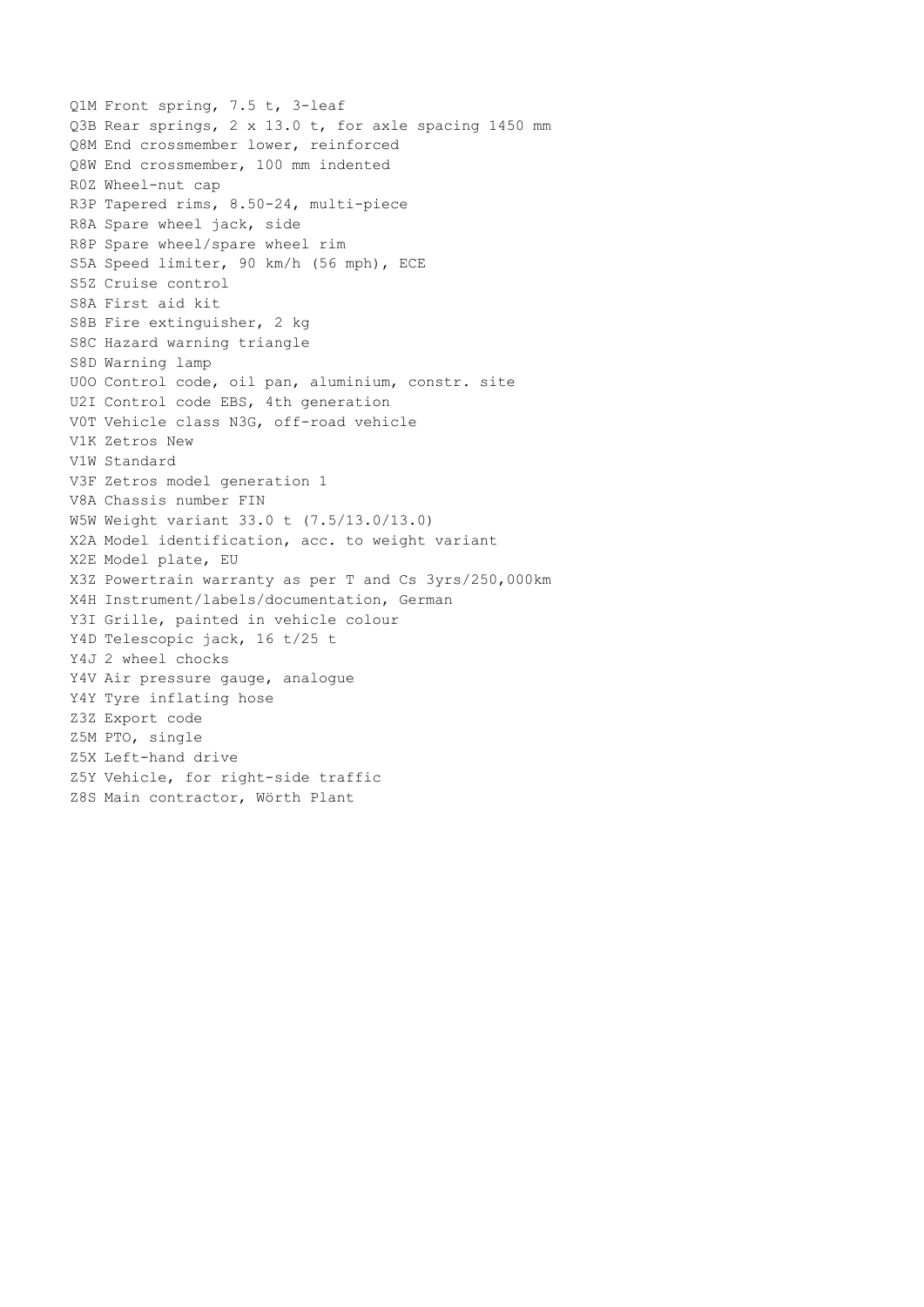Q1M Front spring, 7.5 t, 3-leaf
Q3B Rear springs, 2 x 13.0 t, for axle spacing 1450 mm
Q8M End crossmember lower, reinforced
Q8W End crossmember, 100 mm indented
R0Z Wheel-nut cap
R3P Tapered rims, 8.50-24, multi-piece
R8A Spare wheel jack, side
R8P Spare wheel/spare wheel rim
S5A Speed limiter, 90 km/h (56 mph), ECE
S5Z Cruise control
S8A First aid kit
S8B Fire extinguisher, 2 kg
S8C Hazard warning triangle
S8D Warning lamp
U0O Control code, oil pan, aluminium, constr. site
U2I Control code EBS, 4th generation
V0T Vehicle class N3G, off-road vehicle
V1K Zetros New
V1W Standard
V3F Zetros model generation 1
V8A Chassis number FIN
W5W Weight variant 33.0 t (7.5/13.0/13.0)
X2A Model identification, acc. to weight variant
X2E Model plate, EU
X3Z Powertrain warranty as per T and Cs 3yrs/250,000km
X4H Instrument/labels/documentation, German
Y3I Grille, painted in vehicle colour
Y4D Telescopic jack, 16 t/25 t
Y4J 2 wheel chocks
Y4V Air pressure gauge, analogue
Y4Y Tyre inflating hose
Z3Z Export code
Z5M PTO, single
Z5X Left-hand drive
Z5Y Vehicle, for right-side traffic
Z8S Main contractor, Wörth Plant